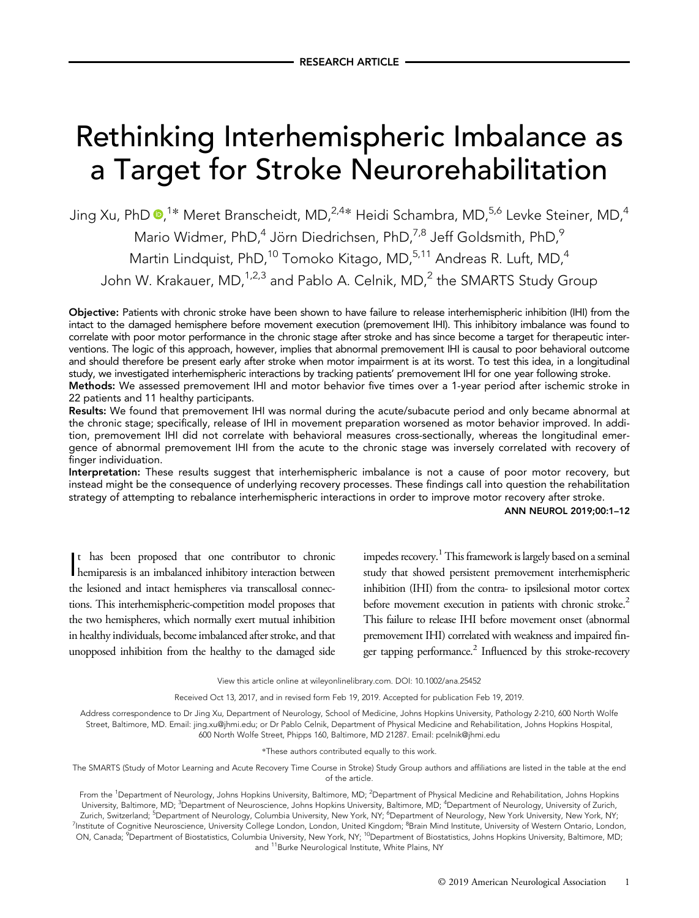RESEARCH ARTICLE

# Rethinking Interhemispheric Imbalance as a Target for Stroke Neurorehabilitation

Jing Xu, PhD,[1*] Meret Branscheidt, MD,[2,4*] Heidi Schambra, MD,[5,6] Levke Steiner, MD,[4] Mario Widmer, PhD,[4] Jörn Diedrichsen, PhD,[7,8] Jeff Goldsmith, PhD,[9] Martin Lindquist, PhD,[10] Tomoko Kitago, MD,[5,11] Andreas R. Luft, MD,[4] John W. Krakauer, MD,[1,2,3] and Pablo A. Celnik, MD,[2] the SMARTS Study Group

**Objective:** Patients with chronic stroke have been shown to have failure to release interhemispheric inhibition (IHI) from the intact to the damaged hemisphere before movement execution (premovement IHI). This inhibitory imbalance was found to correlate with poor motor performance in the chronic stage after stroke and has since become a target for therapeutic interventions. The logic of this approach, however, implies that abnormal premovement IHI is causal to poor behavioral outcome and should therefore be present early after stroke when motor impairment is at its worst. To test this idea, in a longitudinal study, we investigated interhemispheric interactions by tracking patients' premovement IHI for one year following stroke.

**Methods:** We assessed premovement IHI and motor behavior five times over a 1-year period after ischemic stroke in 22 patients and 11 healthy participants.

**Results:** We found that premovement IHI was normal during the acute/subacute period and only became abnormal at the chronic stage; specifically, release of IHI in movement preparation worsened as motor behavior improved. In addition, premovement IHI did not correlate with behavioral measures cross-sectionally, whereas the longitudinal emergence of abnormal premovement IHI from the acute to the chronic stage was inversely correlated with recovery of finger individuation.

**Interpretation:** These results suggest that interhemispheric imbalance is not a cause of poor motor recovery, but instead might be the consequence of underlying recovery processes. These findings call into question the rehabilitation strategy of attempting to rebalance interhemispheric interactions in order to improve motor recovery after stroke.

ANN NEUROL 2019;00:1–12

It has been proposed that one contributor to chronic hemiparesis is an imbalanced inhibitory interaction between the lesioned and intact hemispheres via transcallosal connections. This interhemispheric-competition model proposes that the two hemispheres, which normally exert mutual inhibition in healthy individuals, become imbalanced after stroke, and that unopposed inhibition from the healthy to the damaged side impedes recovery.[1] This framework is largely based on a seminal study that showed persistent premovement interhemispheric inhibition (IHI) from the contra- to ipsilesional motor cortex before movement execution in patients with chronic stroke.[2] This failure to release IHI before movement onset (abnormal premovement IHI) correlated with weakness and impaired finger tapping performance.[2] Influenced by this stroke-recovery

View this article online at wileyonlinelibrary.com. DOI: 10.1002/ana.25452

Received Oct 13, 2017, and in revised form Feb 19, 2019. Accepted for publication Feb 19, 2019.

Address correspondence to Dr Jing Xu, Department of Neurology, School of Medicine, Johns Hopkins University, Pathology 2-210, 600 North Wolfe Street, Baltimore, MD. Email: jing.xu@jhmi.edu; or Dr Pablo Celnik, Department of Physical Medicine and Rehabilitation, Johns Hopkins Hospital, 600 North Wolfe Street, Phipps 160, Baltimore, MD 21287. Email: pcelnik@jhmi.edu

*These authors contributed equally to this work.

The SMARTS (Study of Motor Learning and Acute Recovery Time Course in Stroke) Study Group authors and affiliations are listed in the table at the end of the article.

From the [1]Department of Neurology, Johns Hopkins University, Baltimore, MD; [2]Department of Physical Medicine and Rehabilitation, Johns Hopkins University, Baltimore, MD; [3]Department of Neuroscience, Johns Hopkins University, Baltimore, MD; [4]Department of Neurology, University of Zurich, Zurich, Switzerland; [5]Department of Neurology, Columbia University, New York, NY; [6]Department of Neurology, New York University, New York, NY; [7]Institute of Cognitive Neuroscience, University College London, London, United Kingdom; [8]Brain Mind Institute, University of Western Ontario, London, ON, Canada; [9]Department of Biostatistics, Columbia University, New York, NY; [10]Department of Biostatistics, Johns Hopkins University, Baltimore, MD; and [11]Burke Neurological Institute, White Plains, NY

© 2019 American Neurological Association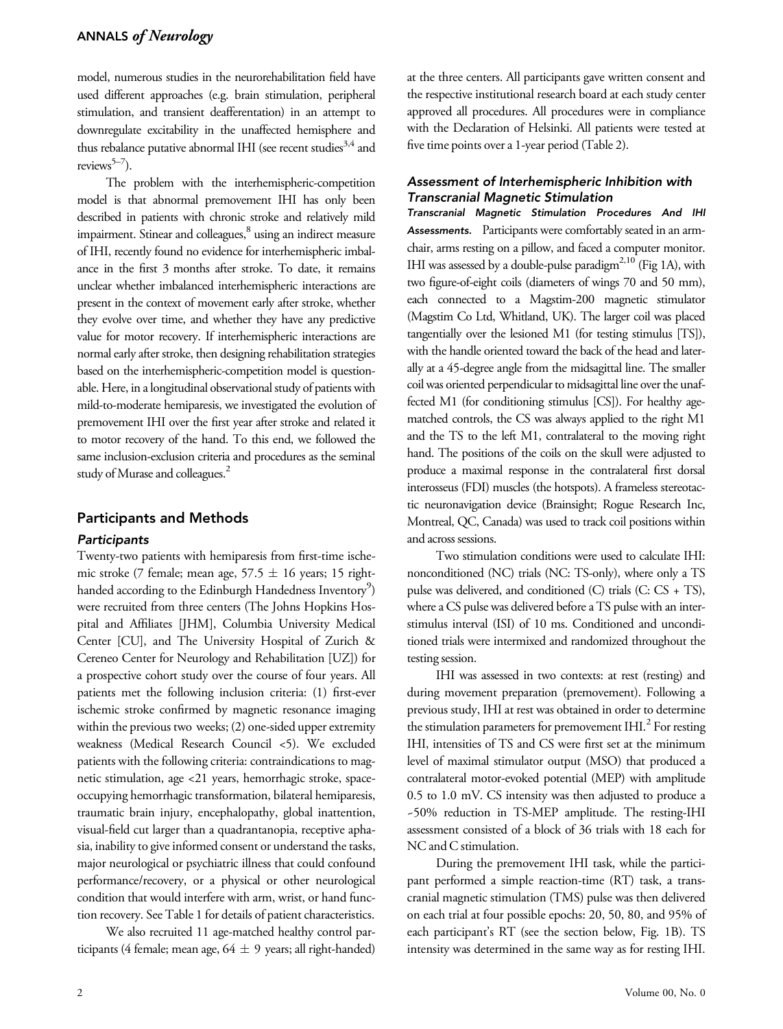model, numerous studies in the neurorehabilitation field have used different approaches (e.g. brain stimulation, peripheral stimulation, and transient deafferentation) in an attempt to downregulate excitability in the unaffected hemisphere and thus rebalance putative abnormal IHI (see recent studies[3,4] and reviews[5–7]).

The problem with the interhemispheric-competition model is that abnormal premovement IHI has only been described in patients with chronic stroke and relatively mild impairment. Stinear and colleagues,[8] using an indirect measure of IHI, recently found no evidence for interhemispheric imbalance in the first 3 months after stroke. To date, it remains unclear whether imbalanced interhemispheric interactions are present in the context of movement early after stroke, whether they evolve over time, and whether they have any predictive value for motor recovery. If interhemispheric interactions are normal early after stroke, then designing rehabilitation strategies based on the interhemispheric-competition model is questionable. Here, in a longitudinal observational study of patients with mild-to-moderate hemiparesis, we investigated the evolution of premovement IHI over the first year after stroke and related it to motor recovery of the hand. To this end, we followed the same inclusion-exclusion criteria and procedures as the seminal study of Murase and colleagues.[2]

## Participants and Methods

### Participants

Twenty-two patients with hemiparesis from first-time ischemic stroke (7 female; mean age, 57.5 ± 16 years; 15 right-handed according to the Edinburgh Handedness Inventory[9]) were recruited from three centers (The Johns Hopkins Hospital and Affiliates [JHM], Columbia University Medical Center [CU], and The University Hospital of Zurich & Cereneo Center for Neurology and Rehabilitation [UZ]) for a prospective cohort study over the course of four years. All patients met the following inclusion criteria: (1) first-ever ischemic stroke confirmed by magnetic resonance imaging within the previous two weeks; (2) one-sided upper extremity weakness (Medical Research Council <5). We excluded patients with the following criteria: contraindications to magnetic stimulation, age <21 years, hemorrhagic stroke, space-occupying hemorrhagic transformation, bilateral hemiparesis, traumatic brain injury, encephalopathy, global inattention, visual-field cut larger than a quadrantanopia, receptive aphasia, inability to give informed consent or understand the tasks, major neurological or psychiatric illness that could confound performance/recovery, or a physical or other neurological condition that would interfere with arm, wrist, or hand function recovery. See Table 1 for details of patient characteristics.

We also recruited 11 age-matched healthy control participants (4 female; mean age, 64 ± 9 years; all right-handed) at the three centers. All participants gave written consent and the respective institutional research board at each study center approved all procedures. All procedures were in compliance with the Declaration of Helsinki. All patients were tested at five time points over a 1-year period (Table 2).

### Assessment of Interhemispheric Inhibition with Transcranial Magnetic Stimulation

***Transcranial Magnetic Stimulation Procedures And IHI Assessments.*** Participants were comfortably seated in an armchair, arms resting on a pillow, and faced a computer monitor. IHI was assessed by a double-pulse paradigm[2,10] (Fig 1A), with two figure-of-eight coils (diameters of wings 70 and 50 mm), each connected to a Magstim-200 magnetic stimulator (Magstim Co Ltd, Whitland, UK). The larger coil was placed tangentially over the lesioned M1 (for testing stimulus [TS]), with the handle oriented toward the back of the head and laterally at a 45-degree angle from the midsagittal line. The smaller coil was oriented perpendicular to midsagittal line over the unaffected M1 (for conditioning stimulus [CS]). For healthy age-matched controls, the CS was always applied to the right M1 and the TS to the left M1, contralateral to the moving right hand. The positions of the coils on the skull were adjusted to produce a maximal response in the contralateral first dorsal interosseus (FDI) muscles (the hotspots). A frameless stereotactic neuronavigation device (Brainsight; Rogue Research Inc, Montreal, QC, Canada) was used to track coil positions within and across sessions.

Two stimulation conditions were used to calculate IHI: nonconditioned (NC) trials (NC: TS-only), where only a TS pulse was delivered, and conditioned (C) trials (C: CS + TS), where a CS pulse was delivered before a TS pulse with an interstimulus interval (ISI) of 10 ms. Conditioned and unconditioned trials were intermixed and randomized throughout the testing session.

IHI was assessed in two contexts: at rest (resting) and during movement preparation (premovement). Following a previous study, IHI at rest was obtained in order to determine the stimulation parameters for premovement IHI.[2] For resting IHI, intensities of TS and CS were first set at the minimum level of maximal stimulator output (MSO) that produced a contralateral motor-evoked potential (MEP) with amplitude 0.5 to 1.0 mV. CS intensity was then adjusted to produce a ~50% reduction in TS-MEP amplitude. The resting-IHI assessment consisted of a block of 36 trials with 18 each for NC and C stimulation.

During the premovement IHI task, while the participant performed a simple reaction-time (RT) task, a transcranial magnetic stimulation (TMS) pulse was then delivered on each trial at four possible epochs: 20, 50, 80, and 95% of each participant's RT (see the section below, Fig. 1B). TS intensity was determined in the same way as for resting IHI.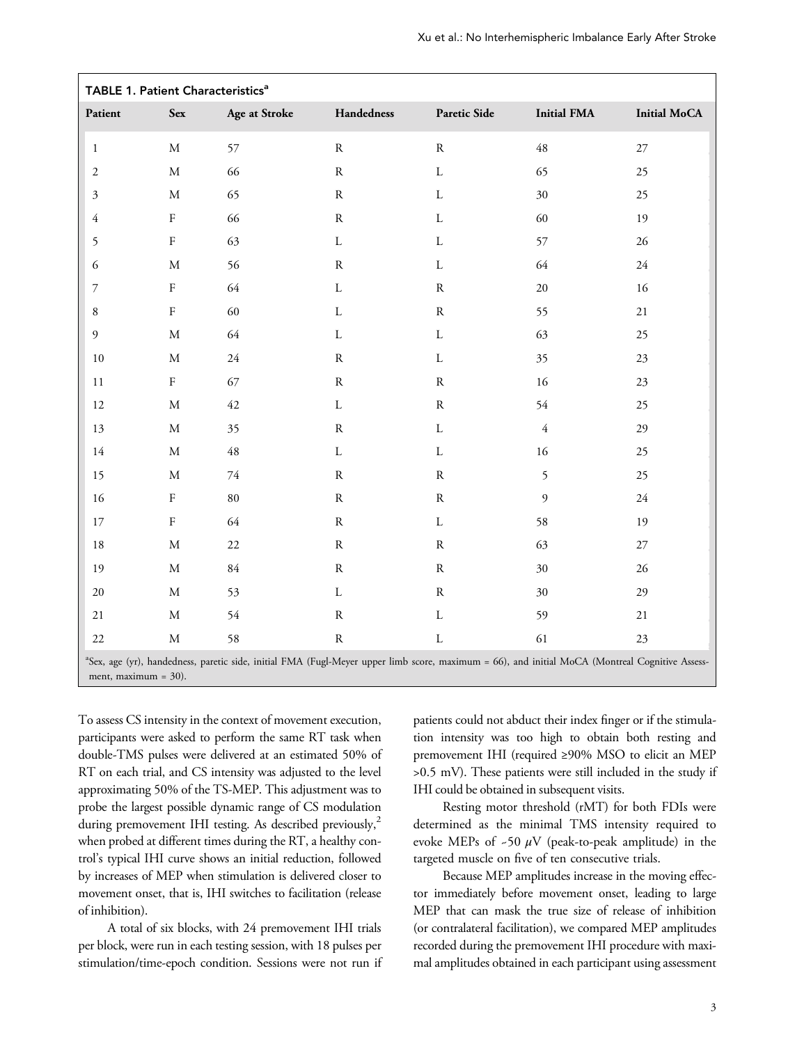**TABLE 1. Patient Characteristics[a]**

| Patient | Sex | Age at Stroke | Handedness | Paretic Side | Initial FMA | Initial MoCA |
|---|---|---|---|---|---|---|
| 1 | M | 57 | R | R | 48 | 27 |
| 2 | M | 66 | R | L | 65 | 25 |
| 3 | M | 65 | R | L | 30 | 25 |
| 4 | F | 66 | R | L | 60 | 19 |
| 5 | F | 63 | L | L | 57 | 26 |
| 6 | M | 56 | R | L | 64 | 24 |
| 7 | F | 64 | L | R | 20 | 16 |
| 8 | F | 60 | L | R | 55 | 21 |
| 9 | M | 64 | L | L | 63 | 25 |
| 10 | M | 24 | R | L | 35 | 23 |
| 11 | F | 67 | R | R | 16 | 23 |
| 12 | M | 42 | L | R | 54 | 25 |
| 13 | M | 35 | R | L | 4 | 29 |
| 14 | M | 48 | L | L | 16 | 25 |
| 15 | M | 74 | R | R | 5 | 25 |
| 16 | F | 80 | R | R | 9 | 24 |
| 17 | F | 64 | R | L | 58 | 19 |
| 18 | M | 22 | R | R | 63 | 27 |
| 19 | M | 84 | R | R | 30 | 26 |
| 20 | M | 53 | L | R | 30 | 29 |
| 21 | M | 54 | R | L | 59 | 21 |
| 22 | M | 58 | R | L | 61 | 23 |

[a]Sex, age (yr), handedness, paretic side, initial FMA (Fugl-Meyer upper limb score, maximum = 66), and initial MoCA (Montreal Cognitive Assessment, maximum = 30).

To assess CS intensity in the context of movement execution, participants were asked to perform the same RT task when double-TMS pulses were delivered at an estimated 50% of RT on each trial, and CS intensity was adjusted to the level approximating 50% of the TS-MEP. This adjustment was to probe the largest possible dynamic range of CS modulation during premovement IHI testing. As described previously,[2] when probed at different times during the RT, a healthy control's typical IHI curve shows an initial reduction, followed by increases of MEP when stimulation is delivered closer to movement onset, that is, IHI switches to facilitation (release of inhibition).

A total of six blocks, with 24 premovement IHI trials per block, were run in each testing session, with 18 pulses per stimulation/time-epoch condition. Sessions were not run if patients could not abduct their index finger or if the stimulation intensity was too high to obtain both resting and premovement IHI (required ≥90% MSO to elicit an MEP >0.5 mV). These patients were still included in the study if IHI could be obtained in subsequent visits.

Resting motor threshold (rMT) for both FDIs were determined as the minimal TMS intensity required to evoke MEPs of ~50 $\mu$V (peak-to-peak amplitude) in the targeted muscle on five of ten consecutive trials.

Because MEP amplitudes increase in the moving effector immediately before movement onset, leading to large MEP that can mask the true size of release of inhibition (or contralateral facilitation), we compared MEP amplitudes recorded during the premovement IHI procedure with maximal amplitudes obtained in each participant using assessment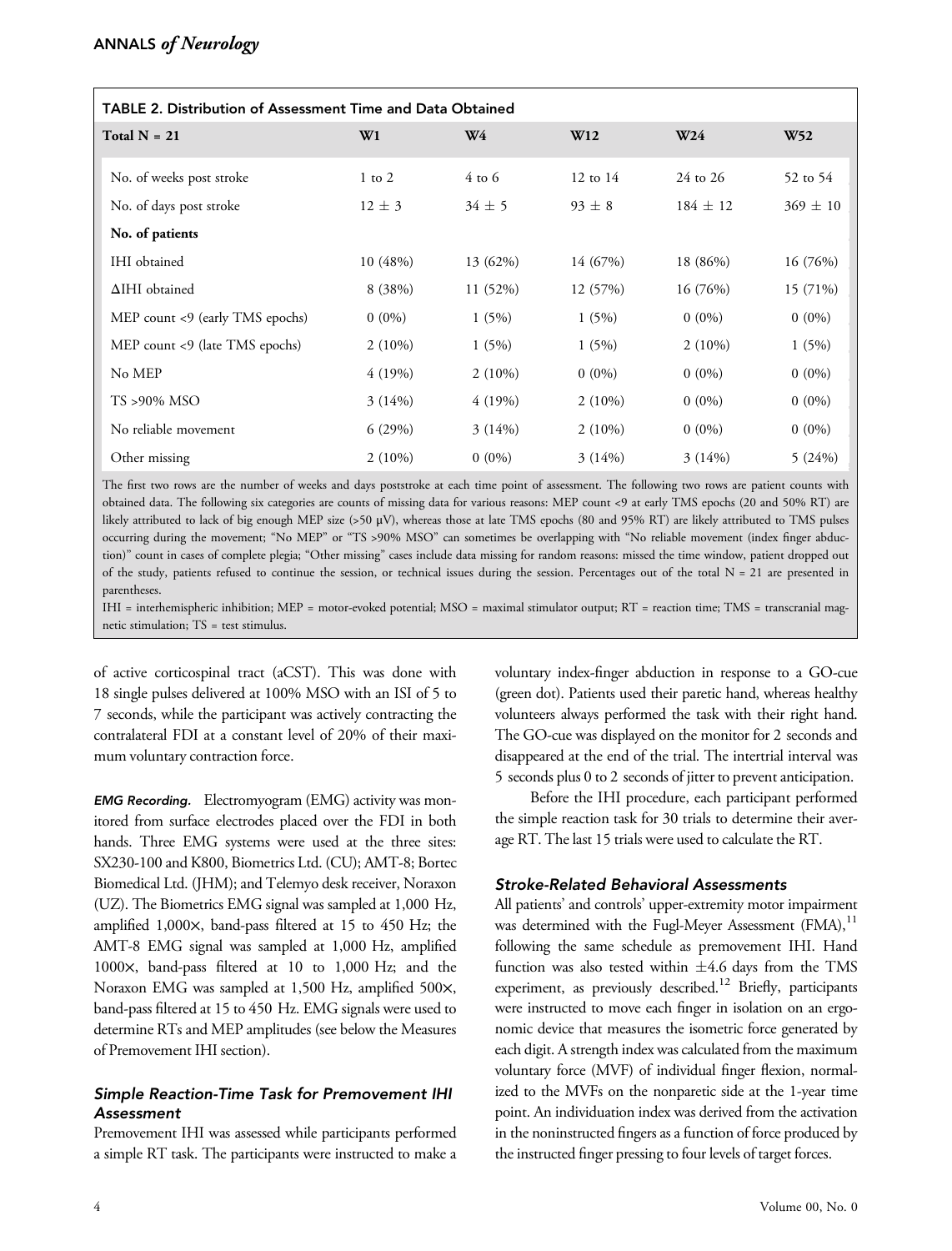TABLE 2. Distribution of Assessment Time and Data Obtained

| Total N = 21 | W1 | W4 | W12 | W24 | W52 |
|---|---|---|---|---|---|
| No. of weeks post stroke | 1 to 2 | 4 to 6 | 12 to 14 | 24 to 26 | 52 to 54 |
| No. of days post stroke | 12 ± 3 | 34 ± 5 | 93 ± 8 | 184 ± 12 | 369 ± 10 |
| **No. of patients** | | | | | |
| IHI obtained | 10 (48%) | 13 (62%) | 14 (67%) | 18 (86%) | 16 (76%) |
| ΔIHI obtained | 8 (38%) | 11 (52%) | 12 (57%) | 16 (76%) | 15 (71%) |
| MEP count <9 (early TMS epochs) | 0 (0%) | 1 (5%) | 1 (5%) | 0 (0%) | 0 (0%) |
| MEP count <9 (late TMS epochs) | 2 (10%) | 1 (5%) | 1 (5%) | 2 (10%) | 1 (5%) |
| No MEP | 4 (19%) | 2 (10%) | 0 (0%) | 0 (0%) | 0 (0%) |
| TS >90% MSO | 3 (14%) | 4 (19%) | 2 (10%) | 0 (0%) | 0 (0%) |
| No reliable movement | 6 (29%) | 3 (14%) | 2 (10%) | 0 (0%) | 0 (0%) |
| Other missing | 2 (10%) | 0 (0%) | 3 (14%) | 3 (14%) | 5 (24%) |

The first two rows are the number of weeks and days poststroke at each time point of assessment. The following two rows are patient counts with obtained data. The following six categories are counts of missing data for various reasons: MEP count <9 at early TMS epochs (20 and 50% RT) are likely attributed to lack of big enough MEP size (>50 μV), whereas those at late TMS epochs (80 and 95% RT) are likely attributed to TMS pulses occurring during the movement; "No MEP" or "TS >90% MSO" can sometimes be overlapping with "No reliable movement (index finger abduction)" count in cases of complete plegia; "Other missing" cases include data missing for random reasons: missed the time window, patient dropped out of the study, patients refused to continue the session, or technical issues during the session. Percentages out of the total N = 21 are presented in parentheses.

IHI = interhemispheric inhibition; MEP = motor-evoked potential; MSO = maximal stimulator output; RT = reaction time; TMS = transcranial magnetic stimulation; TS = test stimulus.

of active corticospinal tract (aCST). This was done with 18 single pulses delivered at 100% MSO with an ISI of 5 to 7 seconds, while the participant was actively contracting the contralateral FDI at a constant level of 20% of their maximum voluntary contraction force.

***EMG Recording.*** Electromyogram (EMG) activity was monitored from surface electrodes placed over the FDI in both hands. Three EMG systems were used at the three sites: SX230-100 and K800, Biometrics Ltd. (CU); AMT-8; Bortec Biomedical Ltd. (JHM); and Telemyo desk receiver, Noraxon (UZ). The Biometrics EMG signal was sampled at 1,000 Hz, amplified 1,000×, band-pass filtered at 15 to 450 Hz; the AMT-8 EMG signal was sampled at 1,000 Hz, amplified 1000×, band-pass filtered at 10 to 1,000 Hz; and the Noraxon EMG was sampled at 1,500 Hz, amplified 500×, band-pass filtered at 15 to 450 Hz. EMG signals were used to determine RTs and MEP amplitudes (see below the Measures of Premovement IHI section).

### *Simple Reaction-Time Task for Premovement IHI Assessment*

Premovement IHI was assessed while participants performed a simple RT task. The participants were instructed to make a voluntary index-finger abduction in response to a GO-cue (green dot). Patients used their paretic hand, whereas healthy volunteers always performed the task with their right hand. The GO-cue was displayed on the monitor for 2 seconds and disappeared at the end of the trial. The intertrial interval was 5 seconds plus 0 to 2 seconds of jitter to prevent anticipation.

Before the IHI procedure, each participant performed the simple reaction task for 30 trials to determine their average RT. The last 15 trials were used to calculate the RT.

### *Stroke-Related Behavioral Assessments*

All patients' and controls' upper-extremity motor impairment was determined with the Fugl-Meyer Assessment (FMA),[11] following the same schedule as premovement IHI. Hand function was also tested within ±4.6 days from the TMS experiment, as previously described.[12] Briefly, participants were instructed to move each finger in isolation on an ergonomic device that measures the isometric force generated by each digit. A strength index was calculated from the maximum voluntary force (MVF) of individual finger flexion, normalized to the MVFs on the nonparetic side at the 1-year time point. An individuation index was derived from the activation in the noninstructed fingers as a function of force produced by the instructed finger pressing to four levels of target forces.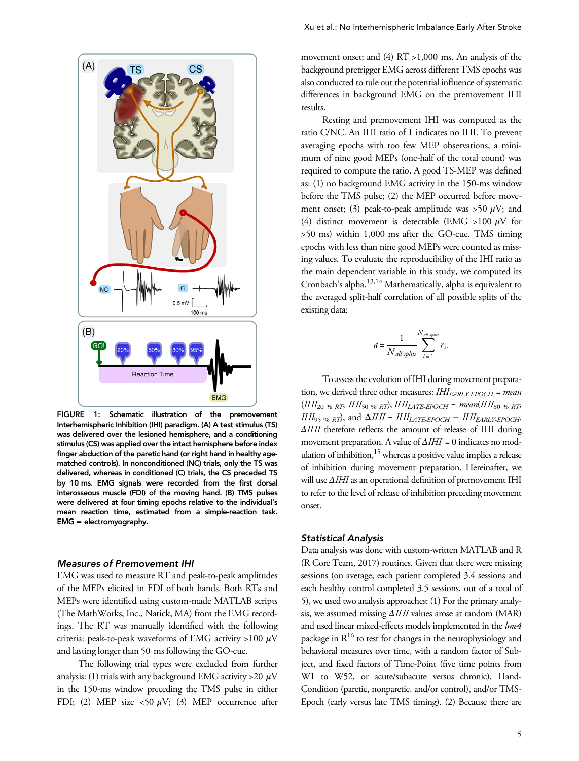FIGURE 1: Schematic illustration of the premovement Interhemispheric Inhibition (IHI) paradigm. (A) A test stimulus (TS) was delivered over the lesioned hemisphere, and a conditioning stimulus (CS) was applied over the intact hemisphere before index finger abduction of the paretic hand (or right hand in healthy age-matched controls). In nonconditioned (NC) trials, only the TS was delivered, whereas in conditioned (C) trials, the CS preceded TS by 10 ms. EMG signals were recorded from the first dorsal interosseous muscle (FDI) of the moving hand. (B) TMS pulses were delivered at four timing epochs relative to the individual's mean reaction time, estimated from a simple-reaction task. EMG = electromyography.

### Measures of Premovement IHI

EMG was used to measure RT and peak-to-peak amplitudes of the MEPs elicited in FDI of both hands. Both RTs and MEPs were identified using custom-made MATLAB scripts (The MathWorks, Inc., Natick, MA) from the EMG recordings. The RT was manually identified with the following criteria: peak-to-peak waveforms of EMG activity >100 $\mu$V and lasting longer than 50 ms following the GO-cue.

The following trial types were excluded from further analysis: (1) trials with any background EMG activity >20 $\mu$V in the 150-ms window preceding the TMS pulse in either FDI; (2) MEP size <50 $\mu$V; (3) MEP occurrence after movement onset; and (4) RT >1,000 ms. An analysis of the background pretrigger EMG across different TMS epochs was also conducted to rule out the potential influence of systematic differences in background EMG on the premovement IHI results.

Resting and premovement IHI was computed as the ratio C/NC. An IHI ratio of 1 indicates no IHI. To prevent averaging epochs with too few MEP observations, a minimum of nine good MEPs (one-half of the total count) was required to compute the ratio. A good TS-MEP was defined as: (1) no background EMG activity in the 150-ms window before the TMS pulse; (2) the MEP occurred before movement onset; (3) peak-to-peak amplitude was >50 $\mu$V; and (4) distinct movement is detectable (EMG >100 $\mu$V for >50 ms) within 1,000 ms after the GO-cue. TMS timing epochs with less than nine good MEPs were counted as missing values. To evaluate the reproducibility of the IHI ratio as the main dependent variable in this study, we computed its Cronbach's alpha.[13,14] Mathematically, alpha is equivalent to the averaged split-half correlation of all possible splits of the existing data:

$$a = \frac{1}{N_{all\ splits}} \sum_{i=1}^{N_{all\ splits}} r_i.$$

To assess the evolution of IHI during movement preparation, we derived three other measures: $IHI_{EARLY\text{-}EPOCH} = mean(IHI_{20\ \%\ RT}, IHI_{50\ \%\ RT})$, $IHI_{LATE\text{-}EPOCH} = mean(IHI_{80\ \%\ RT}, IHI_{95\ \%\ RT})$, and $\Delta IHI = IHI_{LATE\text{-}EPOCH} - IHI_{EARLY\text{-}EPOCH}$. $\Delta IHI$ therefore reflects the amount of release of IHI during movement preparation. A value of $\Delta IHI = 0$ indicates no modulation of inhibition,[15] whereas a positive value implies a release of inhibition during movement preparation. Hereinafter, we will use $\Delta IHI$ as an operational definition of premovement IHI to refer to the level of release of inhibition preceding movement onset.

### Statistical Analysis

Data analysis was done with custom-written MATLAB and R (R Core Team, 2017) routines. Given that there were missing sessions (on average, each patient completed 3.4 sessions and each healthy control completed 3.5 sessions, out of a total of 5), we used two analysis approaches: (1) For the primary analysis, we assumed missing $\Delta IHI$ values arose at random (MAR) and used linear mixed-effects models implemented in the *lme4* package in R[16] to test for changes in the neurophysiology and behavioral measures over time, with a random factor of Subject, and fixed factors of Time-Point (five time points from W1 to W52, or acute/subacute versus chronic), Hand-Condition (paretic, nonparetic, and/or control), and/or TMS-Epoch (early versus late TMS timing). (2) Because there are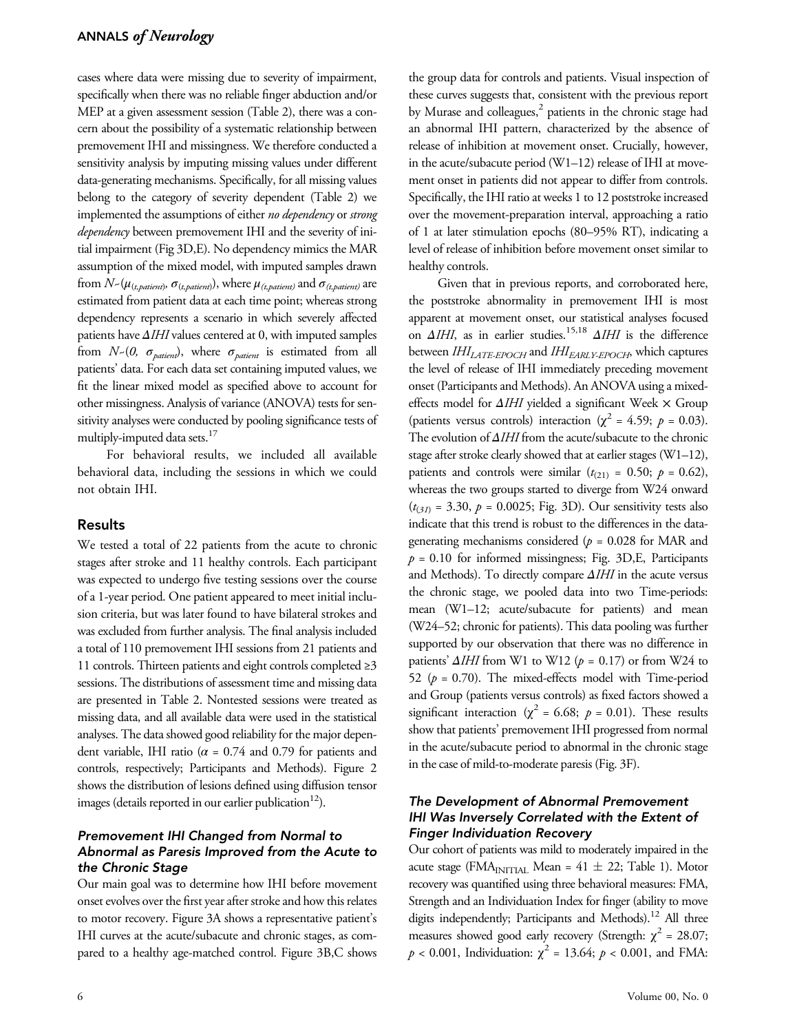cases where data were missing due to severity of impairment, specifically when there was no reliable finger abduction and/or MEP at a given assessment session (Table 2), there was a concern about the possibility of a systematic relationship between premovement IHI and missingness. We therefore conducted a sensitivity analysis by imputing missing values under different data-generating mechanisms. Specifically, for all missing values belong to the category of severity dependent (Table 2) we implemented the assumptions of either *no dependency* or *strong dependency* between premovement IHI and the severity of initial impairment (Fig 3D,E). No dependency mimics the MAR assumption of the mixed model, with imputed samples drawn from $N\sim(\mu_{(t,patient)}, \sigma_{(t,patient)})$, where $\mu_{(t,patient)}$ and $\sigma_{(t,patient)}$ are estimated from patient data at each time point; whereas strong dependency represents a scenario in which severely affected patients have $\Delta IHI$ values centered at 0, with imputed samples from $N\sim(0, \sigma_{patient})$, where $\sigma_{patient}$ is estimated from all patients' data. For each data set containing imputed values, we fit the linear mixed model as specified above to account for other missingness. Analysis of variance (ANOVA) tests for sensitivity analyses were conducted by pooling significance tests of multiply-imputed data sets.[17]

For behavioral results, we included all available behavioral data, including the sessions in which we could not obtain IHI.

## Results

We tested a total of 22 patients from the acute to chronic stages after stroke and 11 healthy controls. Each participant was expected to undergo five testing sessions over the course of a 1-year period. One patient appeared to meet initial inclusion criteria, but was later found to have bilateral strokes and was excluded from further analysis. The final analysis included a total of 110 premovement IHI sessions from 21 patients and 11 controls. Thirteen patients and eight controls completed ≥3 sessions. The distributions of assessment time and missing data are presented in Table 2. Nontested sessions were treated as missing data, and all available data were used in the statistical analyses. The data showed good reliability for the major dependent variable, IHI ratio ($\alpha$ = 0.74 and 0.79 for patients and controls, respectively; Participants and Methods). Figure 2 shows the distribution of lesions defined using diffusion tensor images (details reported in our earlier publication[12]).

### Premovement IHI Changed from Normal to Abnormal as Paresis Improved from the Acute to the Chronic Stage

Our main goal was to determine how IHI before movement onset evolves over the first year after stroke and how this relates to motor recovery. Figure 3A shows a representative patient's IHI curves at the acute/subacute and chronic stages, as compared to a healthy age-matched control. Figure 3B,C shows the group data for controls and patients. Visual inspection of these curves suggests that, consistent with the previous report by Murase and colleagues,[2] patients in the chronic stage had an abnormal IHI pattern, characterized by the absence of release of inhibition at movement onset. Crucially, however, in the acute/subacute period (W1–12) release of IHI at movement onset in patients did not appear to differ from controls. Specifically, the IHI ratio at weeks 1 to 12 poststroke increased over the movement-preparation interval, approaching a ratio of 1 at later stimulation epochs (80–95% RT), indicating a level of release of inhibition before movement onset similar to healthy controls.

Given that in previous reports, and corroborated here, the poststroke abnormality in premovement IHI is most apparent at movement onset, our statistical analyses focused on $\Delta IHI$, as in earlier studies.[15,18] $\Delta IHI$ is the difference between $IHI_{LATE\text{-}EPOCH}$ and $IHI_{EARLY\text{-}EPOCH}$, which captures the level of release of IHI immediately preceding movement onset (Participants and Methods). An ANOVA using a mixed-effects model for $\Delta IHI$ yielded a significant Week × Group (patients versus controls) interaction ($\chi^2$ = 4.59; $p$ = 0.03). The evolution of $\Delta IHI$ from the acute/subacute to the chronic stage after stroke clearly showed that at earlier stages (W1–12), patients and controls were similar ($t_{(21)}$ = 0.50; $p$ = 0.62), whereas the two groups started to diverge from W24 onward ($t_{(31)}$ = 3.30, $p$ = 0.0025; Fig. 3D). Our sensitivity tests also indicate that this trend is robust to the differences in the data-generating mechanisms considered ($p$ = 0.028 for MAR and $p$ = 0.10 for informed missingness; Fig. 3D,E, Participants and Methods). To directly compare $\Delta IHI$ in the acute versus the chronic stage, we pooled data into two Time-periods: mean (W1–12; acute/subacute for patients) and mean (W24–52; chronic for patients). This data pooling was further supported by our observation that there was no difference in patients' $\Delta IHI$ from W1 to W12 ($p$ = 0.17) or from W24 to 52 ($p$ = 0.70). The mixed-effects model with Time-period and Group (patients versus controls) as fixed factors showed a significant interaction ($\chi^2$ = 6.68; $p$ = 0.01). These results show that patients' premovement IHI progressed from normal in the acute/subacute period to abnormal in the chronic stage in the case of mild-to-moderate paresis (Fig. 3F).

### The Development of Abnormal Premovement IHI Was Inversely Correlated with the Extent of Finger Individuation Recovery

Our cohort of patients was mild to moderately impaired in the acute stage ($FMA_{INITIAL}$ Mean = 41 ± 22; Table 1). Motor recovery was quantified using three behavioral measures: FMA, Strength and an Individuation Index for finger (ability to move digits independently; Participants and Methods).[12] All three measures showed good early recovery (Strength: $\chi^2$ = 28.07; $p$ < 0.001, Individuation: $\chi^2$ = 13.64; $p$ < 0.001, and FMA: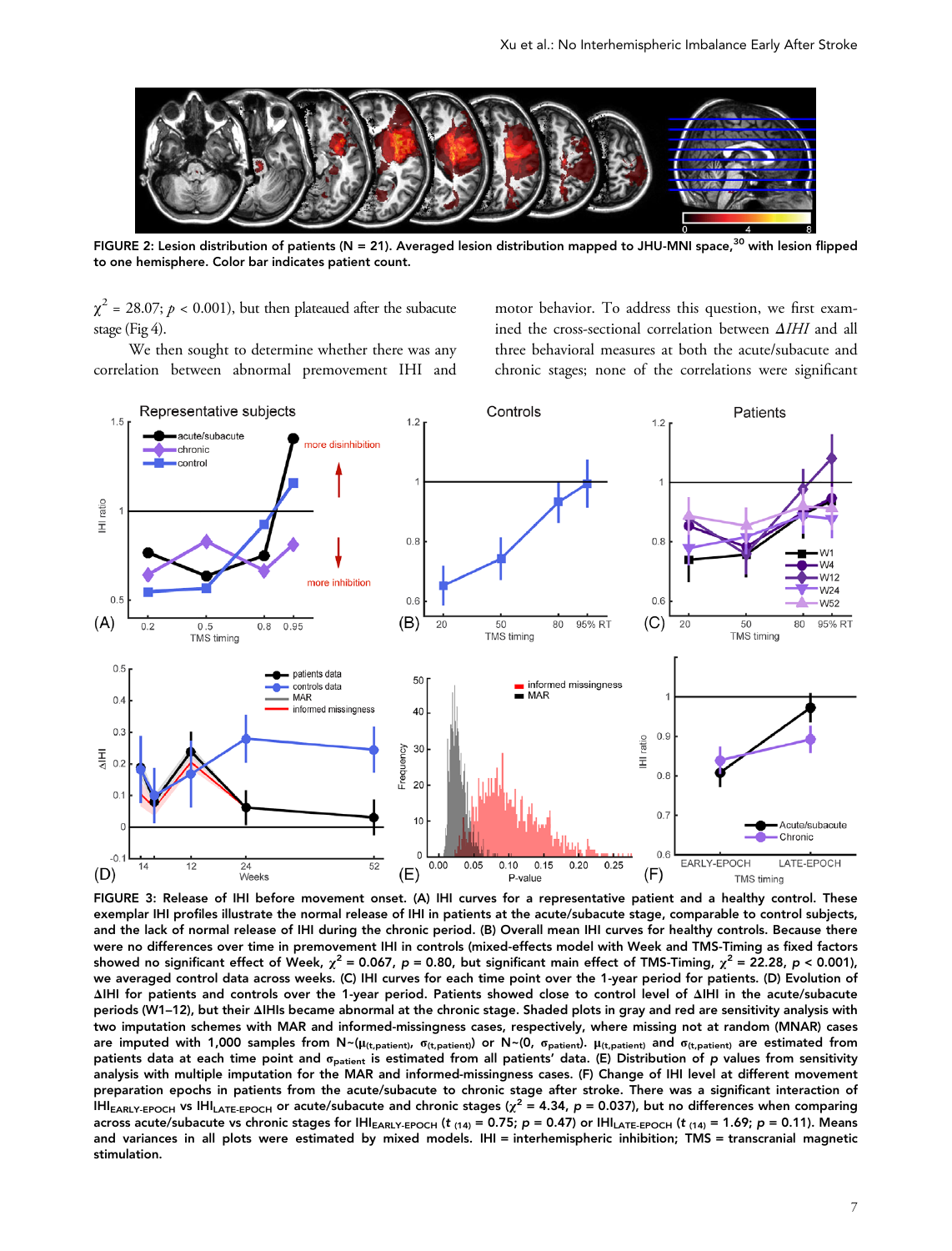FIGURE 2: Lesion distribution of patients (N = 21). Averaged lesion distribution mapped to JHU-MNI space,[30] with lesion flipped to one hemisphere. Color bar indicates patient count.

$\chi^2$ = 28.07; $p < 0.001$), but then plateaued after the subacute stage (Fig 4).

We then sought to determine whether there was any correlation between abnormal premovement IHI and motor behavior. To address this question, we first examined the cross-sectional correlation between *ΔIHI* and all three behavioral measures at both the acute/subacute and chronic stages; none of the correlations were significant

FIGURE 3: Release of IHI before movement onset. (A) IHI curves for a representative patient and a healthy control. These exemplar IHI profiles illustrate the normal release of IHI in patients at the acute/subacute stage, comparable to control subjects, and the lack of normal release of IHI during the chronic period. (B) Overall mean IHI curves for healthy controls. Because there were no differences over time in premovement IHI in controls (mixed-effects model with Week and TMS-Timing as fixed factors showed no significant effect of Week, $\chi^2$ = 0.067, $p$ = 0.80, but significant main effect of TMS-Timing, $\chi^2$ = 22.28, $p < 0.001$), we averaged control data across weeks. (C) IHI curves for each time point over the 1-year period for patients. (D) Evolution of ΔIHI for patients and controls over the 1-year period. Patients showed close to control level of ΔIHI in the acute/subacute periods (W1–12), but their ΔIHIs became abnormal at the chronic stage. Shaded plots in gray and red are sensitivity analysis with two imputation schemes with MAR and informed-missingness, respectively, where missing not at random (MNAR) cases are imputed with 1,000 samples from $N \sim (\mu_{(t,patient)}, \sigma_{(t,patient)})$ or $N \sim (0, \sigma_{patient})$. $\mu_{(t,patient)}$ and $\sigma_{(t,patient)}$ are estimated from patients data at each time point and $\sigma_{patient}$ is estimated from all patients' data. (E) Distribution of $p$ values from sensitivity analysis with multiple imputation for the MAR and informed-missingness cases. (F) Change of IHI level at different movement preparation epochs in patients from the acute/subacute to chronic stage after stroke. There was a significant interaction of $IHI_{EARLY\text{-}EPOCH}$ vs $IHI_{LATE\text{-}EPOCH}$ or acute/subacute and chronic stages ($\chi^2$ = 4.34, $p$ = 0.037), but no differences when comparing across acute/subacute vs chronic stages for $IHI_{EARLY\text{-}EPOCH}$ ($t_{(14)}$ = 0.75; $p$ = 0.47) or $IHI_{LATE\text{-}EPOCH}$ ($t_{(14)}$ = 1.69; $p$ = 0.11). Means and variances in all plots were estimated by mixed models. IHI = interhemispheric inhibition; TMS = transcranial magnetic stimulation.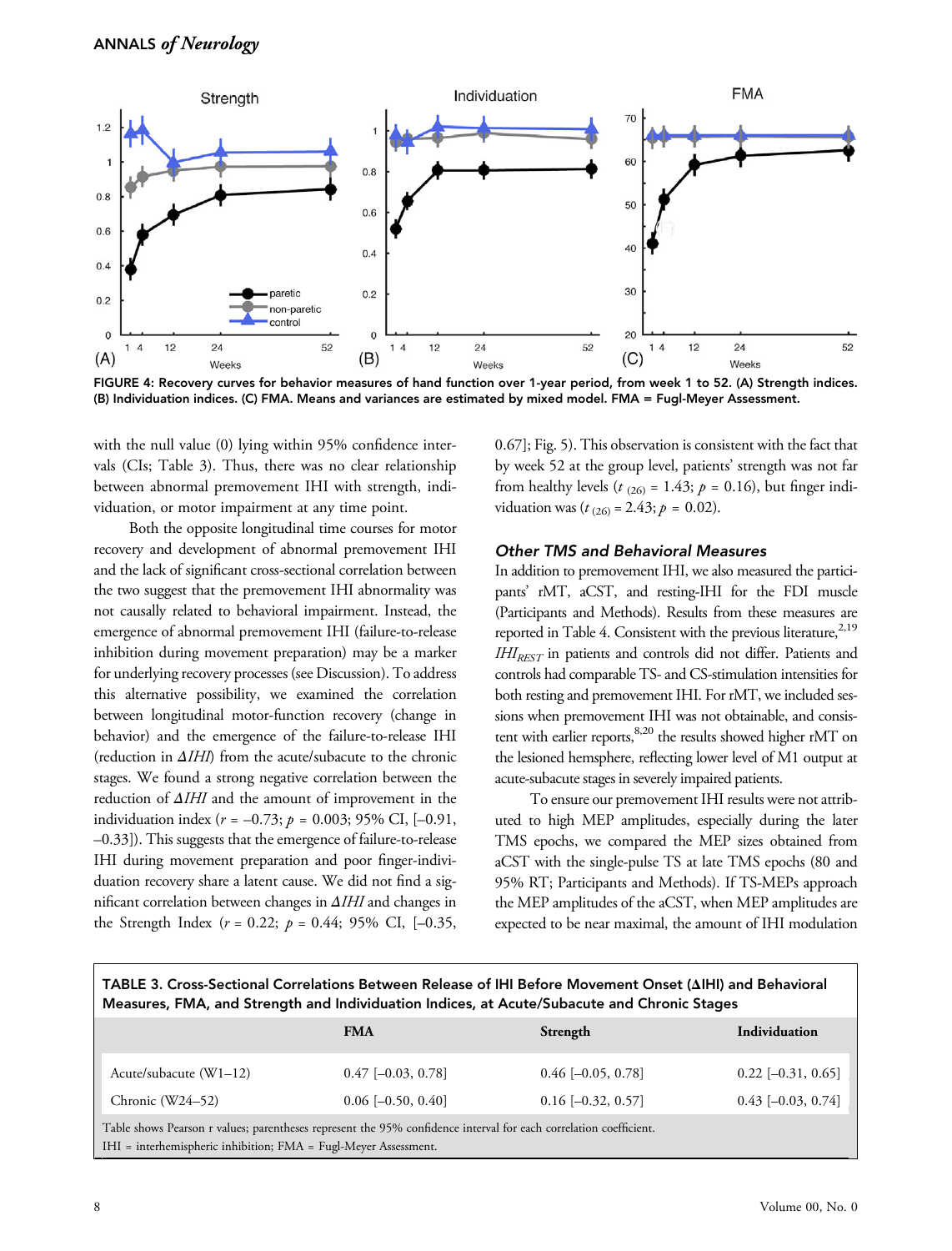FIGURE 4: Recovery curves for behavior measures of hand function over 1-year period, from week 1 to 52. (A) Strength indices. (B) Individuation indices. (C) FMA. Means and variances are estimated by mixed model. FMA = Fugl-Meyer Assessment.

with the null value (0) lying within 95% confidence intervals (CIs; Table 3). Thus, there was no clear relationship between abnormal premovement IHI with strength, individuation, or motor impairment at any time point.

Both the opposite longitudinal time courses for motor recovery and development of abnormal premovement IHI and the lack of significant cross-sectional correlation between the two suggest that the premovement IHI abnormality was not causally related to behavioral impairment. Instead, the emergence of abnormal premovement IHI (failure-to-release inhibition during movement preparation) may be a marker for underlying recovery processes (see Discussion). To address this alternative possibility, we examined the correlation between longitudinal motor-function recovery (change in behavior) and the emergence of the failure-to-release IHI (reduction in $\Delta IHI$) from the acute/subacute to the chronic stages. We found a strong negative correlation between the reduction of $\Delta IHI$ and the amount of improvement in the individuation index ($r = -0.73$; $p = 0.003$; 95% CI, [–0.91, –0.33]). This suggests that the emergence of failure-to-release IHI during movement preparation and poor finger-individuation recovery share a latent cause. We did not find a significant correlation between changes in $\Delta IHI$ and changes in the Strength Index ($r = 0.22$; $p = 0.44$; 95% CI, [–0.35, 0.67]; Fig. 5). This observation is consistent with the fact that by week 52 at the group level, patients' strength was not far from healthy levels ($t_{(26)} = 1.43$; $p = 0.16$), but finger individuation was ($t_{(26)} = 2.43$; $p = 0.02$).

### Other TMS and Behavioral Measures

In addition to premovement IHI, we also measured the participants' rMT, aCST, and resting-IHI for the FDI muscle (Participants and Methods). Results from these measures are reported in Table 4. Consistent with the previous literature,[2,19] $IHI_{REST}$ in patients and controls did not differ. Patients and controls had comparable TS- and CS-stimulation intensities for both resting and premovement IHI. For rMT, we included sessions when premovement IHI was not obtainable, and consistent with earlier reports,[8,20] the results showed higher rMT on the lesioned hemsphere, reflecting lower level of M1 output at acute-subacute stages in severely impaired patients.

To ensure our premovement IHI results were not attributed to high MEP amplitudes, especially during the later TMS epochs, we compared the MEP sizes obtained from aCST with the single-pulse TS at late TMS epochs (80 and 95% RT; Participants and Methods). If TS-MEPs approach the MEP amplitudes of the aCST, when MEP amplitudes are expected to be near maximal, the amount of IHI modulation

**TABLE 3. Cross-Sectional Correlations Between Release of IHI Before Movement Onset (ΔIHI) and Behavioral Measures, FMA, and Strength and Individuation Indices, at Acute/Subacute and Chronic Stages**

| | FMA | Strength | Individuation |
|---|---|---|---|
| Acute/subacute (W1–12) | 0.47 [–0.03, 0.78] | 0.46 [–0.05, 0.78] | 0.22 [–0.31, 0.65] |
| Chronic (W24–52) | 0.06 [–0.50, 0.40] | 0.16 [–0.32, 0.57] | 0.43 [–0.03, 0.74] |

Table shows Pearson r values; parentheses represent the 95% confidence interval for each correlation coefficient.
IHI = interhemispheric inhibition; FMA = Fugl-Meyer Assessment.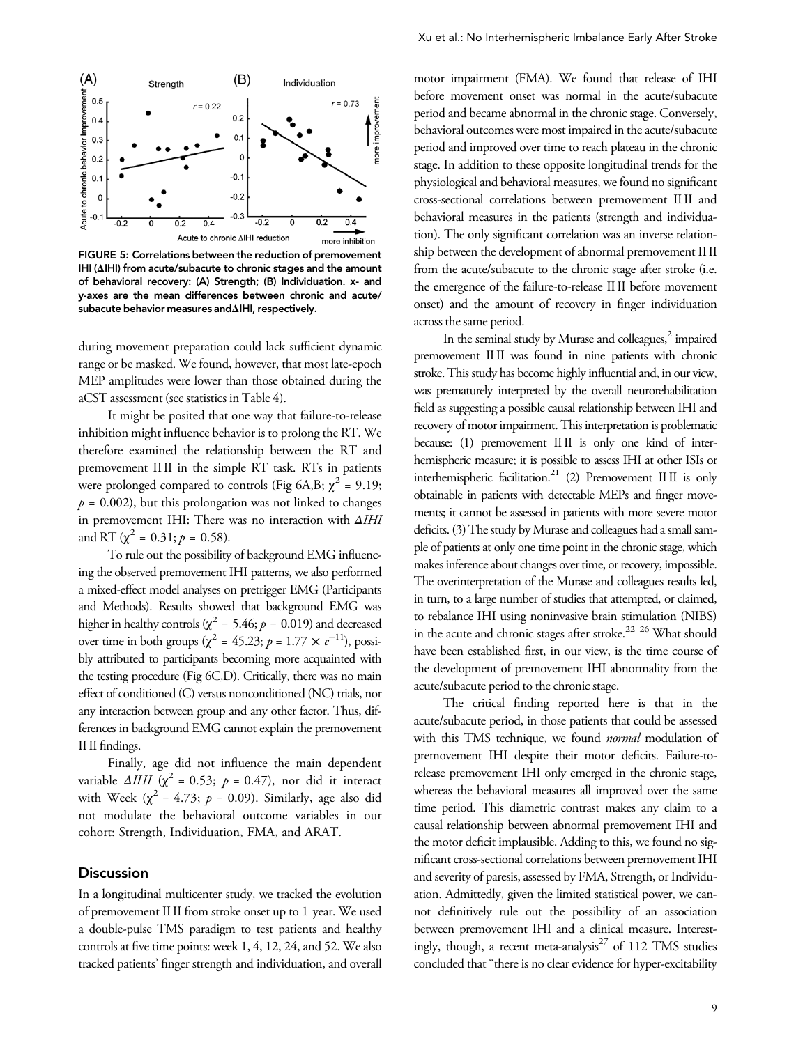FIGURE 5: Correlations between the reduction of premovement IHI (ΔIHI) from acute/subacute to chronic stages and the amount of behavioral recovery: (A) Strength; (B) Individuation. x- and y-axes are the mean differences between chronic and acute/subacute behavior measures andΔIHI, respectively.

during movement preparation could lack sufficient dynamic range or be masked. We found, however, that most late-epoch MEP amplitudes were lower than those obtained during the aCST assessment (see statistics in Table 4).

It might be posited that one way that failure-to-release inhibition might influence behavior is to prolong the RT. We therefore examined the relationship between the RT and premovement IHI in the simple RT task. RTs in patients were prolonged compared to controls (Fig 6A,B; $\chi^2 = 9.19$; $p = 0.002$), but this prolongation was not linked to changes in premovement IHI: There was no interaction with $\Delta IHI$ and RT ($\chi^2 = 0.31$; $p = 0.58$).

To rule out the possibility of background EMG influencing the observed premovement IHI patterns, we also performed a mixed-effect model analyses on pretrigger EMG (Participants and Methods). Results showed that background EMG was higher in healthy controls ($\chi^2 = 5.46$; $p = 0.019$) and decreased over time in both groups ($\chi^2 = 45.23$; $p = 1.77 \times e^{-11}$), possibly attributed to participants becoming more acquainted with the testing procedure (Fig 6C,D). Critically, there was no main effect of conditioned (C) versus nonconditioned (NC) trials, nor any interaction between group and any other factor. Thus, differences in background EMG cannot explain the premovement IHI findings.

Finally, age did not influence the main dependent variable $\Delta IHI$ ($\chi^2 = 0.53$; $p = 0.47$), nor did it interact with Week ($\chi^2 = 4.73$; $p = 0.09$). Similarly, age also did not modulate the behavioral outcome variables in our cohort: Strength, Individuation, FMA, and ARAT.

## Discussion

In a longitudinal multicenter study, we tracked the evolution of premovement IHI from stroke onset up to 1 year. We used a double-pulse TMS paradigm to test patients and healthy controls at five time points: week 1, 4, 12, 24, and 52. We also tracked patients' finger strength and individuation, and overall motor impairment (FMA). We found that release of IHI before movement onset was normal in the acute/subacute period and became abnormal in the chronic stage. Conversely, behavioral outcomes were most impaired in the acute/subacute period and improved over time to reach plateau in the chronic stage. In addition to these opposite longitudinal trends for the physiological and behavioral measures, we found no significant cross-sectional correlations between premovement IHI and behavioral measures in the patients (strength and individuation). The only significant correlation was an inverse relationship between the development of abnormal premovement IHI from the acute/subacute to the chronic stage after stroke (i.e. the emergence of the failure-to-release IHI before movement onset) and the amount of recovery in finger individuation across the same period.

In the seminal study by Murase and colleagues,[2] impaired premovement IHI was found in nine patients with chronic stroke. This study has become highly influential and, in our view, was prematurely interpreted by the overall neurorehabilitation field as suggesting a possible causal relationship between IHI and recovery of motor impairment. This interpretation is problematic because: (1) premovement IHI is only one kind of interhemispheric measure; it is possible to assess IHI at other ISIs or interhemispheric facilitation.[21] (2) Premovement IHI is only obtainable in patients with detectable MEPs and finger movements; it cannot be assessed in patients with more severe motor deficits. (3) The study by Murase and colleagues had a small sample of patients at only one time point in the chronic stage, which makes inference about changes over time, or recovery, impossible. The overinterpretation of the Murase and colleagues results led, in turn, to a large number of studies that attempted, or claimed, to rebalance IHI using noninvasive brain stimulation (NIBS) in the acute and chronic stages after stroke.[22–26] What should have been established first, in our view, is the time course of the development of premovement IHI abnormality from the acute/subacute period to the chronic stage.

The critical finding reported here is that in the acute/subacute period, in those patients that could be assessed with this TMS technique, we found *normal* modulation of premovement IHI despite their motor deficits. Failure-to-release premovement IHI only emerged in the chronic stage, whereas the behavioral measures all improved over the same time period. This diametric contrast makes any claim to a causal relationship between abnormal premovement IHI and the motor deficit implausible. Adding to this, we found no significant cross-sectional correlations between premovement IHI and severity of paresis, assessed by FMA, Strength, or Individuation. Admittedly, given the limited statistical power, we cannot definitively rule out the possibility of an association between premovement IHI and a clinical measure. Interestingly, though, a recent meta-analysis[27] of 112 TMS studies concluded that "there is no clear evidence for hyper-excitability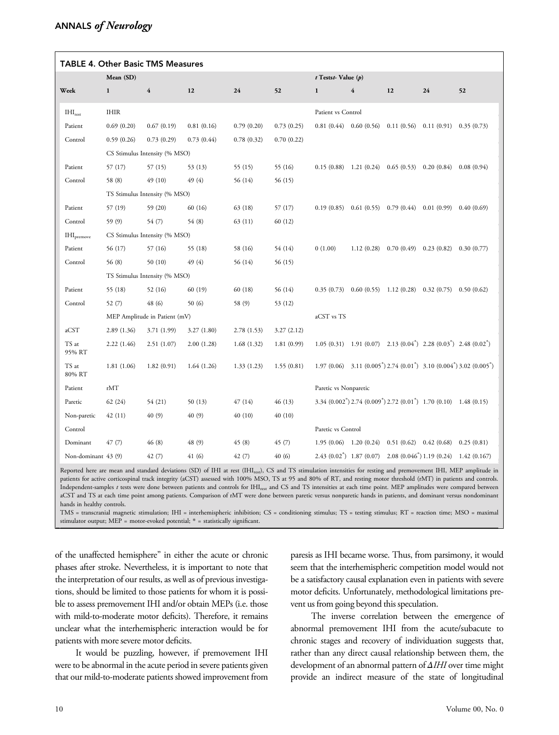**TABLE 4. Other Basic TMS Measures**

| | Mean (SD) | | | | | *t* Tests*t*- Value (*p*) | | | | |
|---|---|---|---|---|---|---|---|---|---|---|
| Week | 1 | 4 | 12 | 24 | 52 | 1 | 4 | 12 | 24 | 52 |
| $IHI_{rest}$ | IHIR | | | | | Patient vs Control | | | | |
| Patient | 0.69 (0.20) | 0.67 (0.19) | 0.81 (0.16) | 0.79 (0.20) | 0.73 (0.25) | 0.81 (0.44) | 0.60 (0.56) | 0.11 (0.56) | 0.11 (0.91) | 0.35 (0.73) |
| Control | 0.59 (0.26) | 0.73 (0.29) | 0.73 (0.44) | 0.78 (0.32) | 0.70 (0.22) | | | | | |
| | CS Stimulus Intensity (% MSO) | | | | | | | | | |
| Patient | 57 (17) | 57 (15) | 53 (13) | 55 (15) | 55 (16) | 0.15 (0.88) | 1.21 (0.24) | 0.65 (0.53) | 0.20 (0.84) | 0.08 (0.94) |
| Control | 58 (8) | 49 (10) | 49 (4) | 56 (14) | 56 (15) | | | | | |
| | TS Stimulus Intensity (% MSO) | | | | | | | | | |
| Patient | 57 (19) | 59 (20) | 60 (16) | 63 (18) | 57 (17) | 0.19 (0.85) | 0.61 (0.55) | 0.79 (0.44) | 0.01 (0.99) | 0.40 (0.69) |
| Control | 59 (9) | 54 (7) | 54 (8) | 63 (11) | 60 (12) | | | | | |
| $IHI_{premove}$ | CS Stimulus Intensity (% MSO) | | | | | | | | | |
| Patient | 56 (17) | 57 (16) | 55 (18) | 58 (16) | 54 (14) | 0 (1.00) | 1.12 (0.28) | 0.70 (0.49) | 0.23 (0.82) | 0.30 (0.77) |
| Control | 56 (8) | 50 (10) | 49 (4) | 56 (14) | 56 (15) | | | | | |
| | TS Stimulus Intensity (% MSO) | | | | | | | | | |
| Patient | 55 (18) | 52 (16) | 60 (19) | 60 (18) | 56 (14) | 0.35 (0.73) | 0.60 (0.55) | 1.12 (0.28) | 0.32 (0.75) | 0.50 (0.62) |
| Control | 52 (7) | 48 (6) | 50 (6) | 58 (9) | 53 (12) | | | | | |
| | MEP Amplitude in Patient (mV) | | | | | aCST vs TS | | | | |
| aCST | 2.89 (1.36) | 3.71 (1.99) | 3.27 (1.80) | 2.78 (1.53) | 3.27 (2.12) | | | | | |
| TS at 95% RT | 2.22 (1.46) | 2.51 (1.07) | 2.00 (1.28) | 1.68 (1.32) | 1.81 (0.99) | 1.05 (0.31) | 1.91 (0.07) | 2.13 (0.04*) | 2.28 (0.03*) | 2.48 (0.02*) |
| TS at 80% RT | 1.81 (1.06) | 1.82 (0.91) | 1.64 (1.26) | 1.33 (1.23) | 1.55 (0.81) | 1.97 (0.06) | 3.11 (0.005*) | 2.74 (0.01*) | 3.10 (0.004*) | 3.02 (0.005*) |
| Patient | rMT | | | | | Paretic vs Nonparetic | | | | |
| Paretic | 62 (24) | 54 (21) | 50 (13) | 47 (14) | 46 (13) | 3.34 (0.002*) | 2.74 (0.009*) | 2.72 (0.01*) | 1.70 (0.10) | 1.48 (0.15) |
| Non-paretic | 42 (11) | 40 (9) | 40 (9) | 40 (10) | 40 (10) | | | | | |
| Control | | | | | | Paretic vs Control | | | | |
| Dominant | 47 (7) | 46 (8) | 48 (9) | 45 (8) | 45 (7) | 1.95 (0.06) | 1.20 (0.24) | 0.51 (0.62) | 0.42 (0.68) | 0.25 (0.81) |
| Non-dominant | 43 (9) | 42 (7) | 41 (6) | 42 (7) | 40 (6) | 2.43 (0.02*) | 1.87 (0.07) | 2.08 (0.046*) | 1.19 (0.24) | 1.42 (0.167) |

Reported here are mean and standard deviations (SD) of IHI at rest ($IHI_{rest}$), CS and TS stimulation intensities for resting and premovement IHI, MEP amplitude in patients for active corticospinal track integrity (aCST) assessed with 100% MSO, TS at 95 and 80% of RT, and resting motor threshold (rMT) in patients and controls. Independent-samples *t* tests were done between patients and controls for $IHI_{rest}$ and CS and TS intensities at each time point. MEP amplitudes were compared between aCST and TS at each time point among patients. Comparison of rMT were done between paretic versus nonparetic hands in patients, and dominant versus nondominant hands in healthy controls.

TMS = transcranial magnetic stimulation; IHI = interhemispheric inhibition; CS = conditioning stimulus; TS = testing stimulus; RT = reaction time; MSO = maximal stimulator output; MEP = motor-evoked potential; * = statistically significant.

of the unaffected hemisphere" in either the acute or chronic phases after stroke. Nevertheless, it is important to note that the interpretation of our results, as well as of previous investigations, should be limited to those patients for whom it is possible to assess premovement IHI and/or obtain MEPs (i.e. those with mild-to-moderate motor deficits). Therefore, it remains unclear what the interhemispheric interaction would be for patients with more severe motor deficits.

It would be puzzling, however, if premovement IHI were to be abnormal in the acute period in severe patients given that our mild-to-moderate patients showed improvement from paresis as IHI became worse. Thus, from parsimony, it would seem that the interhemispheric competition model would not be a satisfactory causal explanation even in patients with severe motor deficits. Unfortunately, methodological limitations prevent us from going beyond this speculation.

The inverse correlation between the emergence of abnormal premovement IHI from the acute/subacute to chronic stages and recovery of individuation suggests that, rather than any direct causal relationship between them, the development of an abnormal pattern of $\Delta IHI$ over time might provide an indirect measure of the state of longitudinal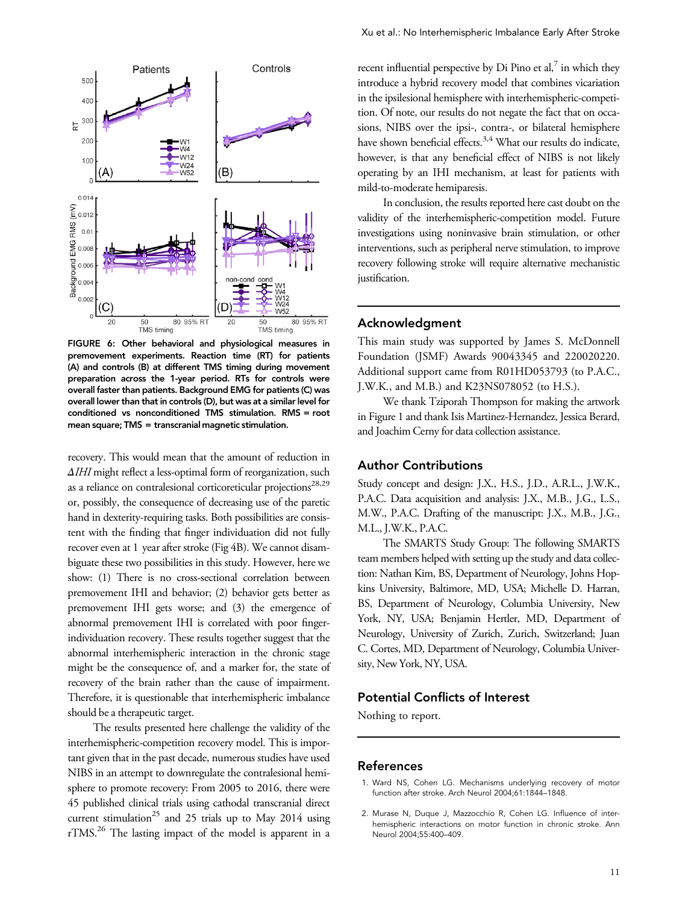FIGURE 6: Other behavioral and physiological measures in premovement experiments. Reaction time (RT) for patients (A) and controls (B) at different TMS timing during movement preparation across the 1-year period. RTs for controls were overall faster than patients. Background EMG for patients (C) was overall lower than that in controls (D), but was at a similar level for conditioned vs nonconditioned TMS stimulation. RMS = root mean square; TMS = transcranial magnetic stimulation.

recovery. This would mean that the amount of reduction in $\Delta IHI$ might reflect a less-optimal form of reorganization, such as a reliance on contralesional corticoreticular projections[28,29] or, possibly, the consequence of decreasing use of the paretic hand in dexterity-requiring tasks. Both possibilities are consistent with the finding that finger individuation did not fully recover even at 1 year after stroke (Fig 4B). We cannot disambiguate these two possibilities in this study. However, here we show: (1) There is no cross-sectional correlation between premovement IHI and behavior; (2) behavior gets better as premovement IHI gets worse; and (3) the emergence of abnormal premovement IHI is correlated with poor finger-individuation recovery. These results together suggest that the abnormal interhemispheric interaction in the chronic stage might be the consequence of, and a marker for, the state of recovery of the brain rather than the cause of impairment. Therefore, it is questionable that interhemispheric imbalance should be a therapeutic target.

The results presented here challenge the validity of the interhemispheric-competition recovery model. This is important given that in the past decade, numerous studies have used NIBS in an attempt to downregulate the contralesional hemisphere to promote recovery: From 2005 to 2016, there were 45 published clinical trials using cathodal transcranial direct current stimulation[25] and 25 trials up to May 2014 using rTMS.[26] The lasting impact of the model is apparent in a recent influential perspective by Di Pino et al,[7] in which they introduce a hybrid recovery model that combines vicariation in the ipsilesional hemisphere with interhemispheric-competition. Of note, our results do not negate the fact that on occasions, NIBS over the ipsi-, contra-, or bilateral hemisphere have shown beneficial effects.[3,4] What our results do indicate, however, is that any beneficial effect of NIBS is not likely operating by an IHI mechanism, at least for patients with mild-to-moderate hemiparesis.

In conclusion, the results reported here cast doubt on the validity of the interhemispheric-competition model. Future investigations using noninvasive brain stimulation, or other interventions, such as peripheral nerve stimulation, to improve recovery following stroke will require alternative mechanistic justification.

## Acknowledgment

This main study was supported by James S. McDonnell Foundation (JSMF) Awards 90043345 and 220020220. Additional support came from R01HD053793 (to P.A.C., J.W.K., and M.B.) and K23NS078052 (to H.S.).

We thank Tziporah Thompson for making the artwork in Figure 1 and thank Isis Martinez-Hernandez, Jessica Berard, and Joachim Cerny for data collection assistance.

## Author Contributions

Study concept and design: J.X., H.S., J.D., A.R.L., J.W.K., P.A.C. Data acquisition and analysis: J.X., M.B., J.G., L.S., M.W., P.A.C. Drafting of the manuscript: J.X., M.B., J.G., M.L., J.W.K., P.A.C.

The SMARTS Study Group: The following SMARTS team members helped with setting up the study and data collection: Nathan Kim, BS, Department of Neurology, Johns Hopkins University, Baltimore, MD, USA; Michelle D. Harran, BS, Department of Neurology, Columbia University, New York, NY, USA; Benjamin Hertler, MD, Department of Neurology, University of Zurich, Zurich, Switzerland; Juan C. Cortes, MD, Department of Neurology, Columbia University, New York, NY, USA.

## Potential Conflicts of Interest

Nothing to report.

## References

1. Ward NS, Cohen LG. Mechanisms underlying recovery of motor function after stroke. Arch Neurol 2004;61:1844–1848.
2. Murase N, Duque J, Mazzocchio R, Cohen LG. Influence of interhemispheric interactions on motor function in chronic stroke. Ann Neurol 2004;55:400–409.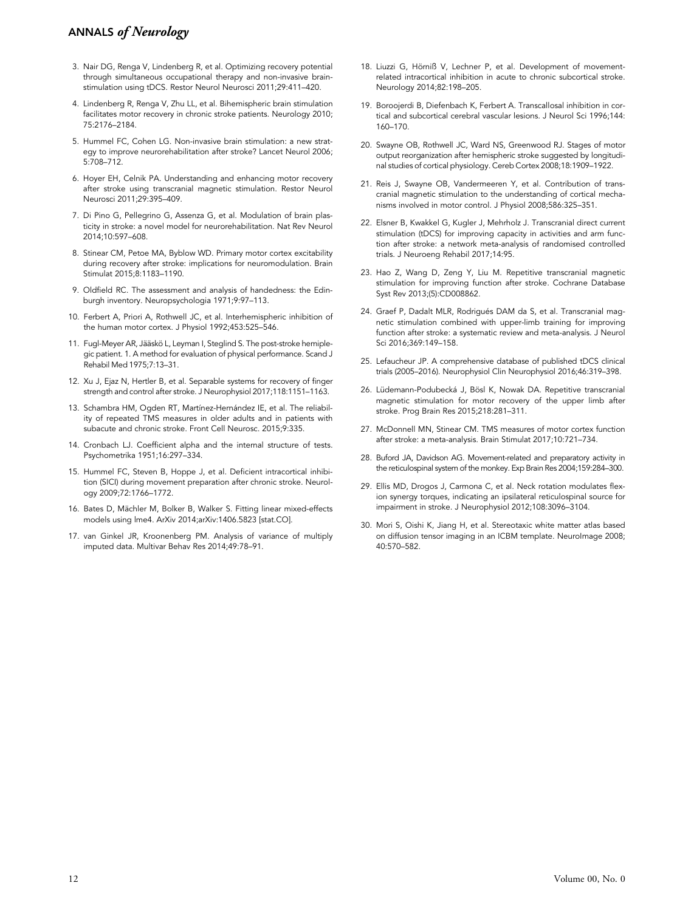3. Nair DG, Renga V, Lindenberg R, et al. Optimizing recovery potential through simultaneous occupational therapy and non-invasive brain-stimulation using tDCS. Restor Neurol Neurosci 2011;29:411–420.
4. Lindenberg R, Renga V, Zhu LL, et al. Bihemispheric brain stimulation facilitates motor recovery in chronic stroke patients. Neurology 2010; 75:2176–2184.
5. Hummel FC, Cohen LG. Non-invasive brain stimulation: a new strategy to improve neurorehabilitation after stroke? Lancet Neurol 2006; 5:708–712.
6. Hoyer EH, Celnik PA. Understanding and enhancing motor recovery after stroke using transcranial magnetic stimulation. Restor Neurol Neurosci 2011;29:395–409.
7. Di Pino G, Pellegrino G, Assenza G, et al. Modulation of brain plasticity in stroke: a novel model for neurorehabilitation. Nat Rev Neurol 2014;10:597–608.
8. Stinear CM, Petoe MA, Byblow WD. Primary motor cortex excitability during recovery after stroke: implications for neuromodulation. Brain Stimulat 2015;8:1183–1190.
9. Oldfield RC. The assessment and analysis of handedness: the Edinburgh inventory. Neuropsychologia 1971;9:97–113.
10. Ferbert A, Priori A, Rothwell JC, et al. Interhemispheric inhibition of the human motor cortex. J Physiol 1992;453:525–546.
11. Fugl-Meyer AR, Jääskö L, Leyman I, Steglind S. The post-stroke hemiplegic patient. 1. A method for evaluation of physical performance. Scand J Rehabil Med 1975;7:13–31.
12. Xu J, Ejaz N, Hertler B, et al. Separable systems for recovery of finger strength and control after stroke. J Neurophysiol 2017;118:1151–1163.
13. Schambra HM, Ogden RT, Martínez-Hernández IE, et al. The reliability of repeated TMS measures in older adults and in patients with subacute and chronic stroke. Front Cell Neurosc. 2015;9:335.
14. Cronbach LJ. Coefficient alpha and the internal structure of tests. Psychometrika 1951;16:297–334.
15. Hummel FC, Steven B, Hoppe J, et al. Deficient intracortical inhibition (SICI) during movement preparation after chronic stroke. Neurology 2009;72:1766–1772.
16. Bates D, Mächler M, Bolker B, Walker S. Fitting linear mixed-effects models using lme4. ArXiv 2014;arXiv:1406.5823 [stat.CO].
17. van Ginkel JR, Kroonenberg PM. Analysis of variance of multiply imputed data. Multivar Behav Res 2014;49:78–91.
18. Liuzzi G, Hörniß V, Lechner P, et al. Development of movement-related intracortical inhibition in acute to chronic subcortical stroke. Neurology 2014;82:198–205.
19. Boroojerdi B, Diefenbach K, Ferbert A. Transcallosal inhibition in cortical and subcortical cerebral vascular lesions. J Neurol Sci 1996;144: 160–170.
20. Swayne OB, Rothwell JC, Ward NS, Greenwood RJ. Stages of motor output reorganization after hemispheric stroke suggested by longitudinal studies of cortical physiology. Cereb Cortex 2008;18:1909–1922.
21. Reis J, Swayne OB, Vandermeeren Y, et al. Contribution of transcranial magnetic stimulation to the understanding of cortical mechanisms involved in motor control. J Physiol 2008;586:325–351.
22. Elsner B, Kwakkel G, Kugler J, Mehrholz J. Transcranial direct current stimulation (tDCS) for improving capacity in activities and arm function after stroke: a network meta-analysis of randomised controlled trials. J Neuroeng Rehabil 2017;14:95.
23. Hao Z, Wang D, Zeng Y, Liu M. Repetitive transcranial magnetic stimulation for improving function after stroke. Cochrane Database Syst Rev 2013;(5):CD008862.
24. Graef P, Dadalt MLR, Rodrigués DAM da S, et al. Transcranial magnetic stimulation combined with upper-limb training for improving function after stroke: a systematic review and meta-analysis. J Neurol Sci 2016;369:149–158.
25. Lefaucheur JP. A comprehensive database of published tDCS clinical trials (2005–2016). Neurophysiol Clin Neurophysiol 2016;46:319–398.
26. Lüdemann-Podubecká J, Bösl K, Nowak DA. Repetitive transcranial magnetic stimulation for motor recovery of the upper limb after stroke. Prog Brain Res 2015;218:281–311.
27. McDonnell MN, Stinear CM. TMS measures of motor cortex function after stroke: a meta-analysis. Brain Stimulat 2017;10:721–734.
28. Buford JA, Davidson AG. Movement-related and preparatory activity in the reticulospinal system of the monkey. Exp Brain Res 2004;159:284–300.
29. Ellis MD, Drogos J, Carmona C, et al. Neck rotation modulates flexion synergy torques, indicating an ipsilateral reticulospinal source for impairment in stroke. J Neurophysiol 2012;108:3096–3104.
30. Mori S, Oishi K, Jiang H, et al. Stereotaxic white matter atlas based on diffusion tensor imaging in an ICBM template. NeuroImage 2008; 40:570–582.